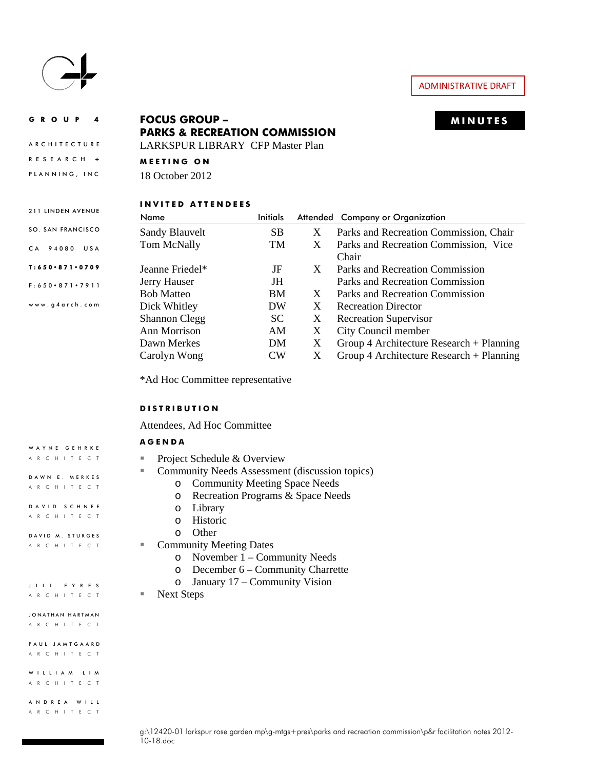ADMINISTRATIVE DRAFT

**GROUP 4**

ARCHITECTURE
RESEARCH +
PLANNING, INC

211 LINDEN AVENUE
SO. SAN FRANCISCO
CA 94080 USA
T:650•871•0709
F:650•871•7911
www.g4arch.com

WAYNE GEHRKE
ARCHITECT

DAWN E. MERKES
ARCHITECT

DAVID SCHNEE
ARCHITECT

DAVID M. STURGES
ARCHITECT

JILL EYRES
ARCHITECT

JONATHAN HARTMAN
ARCHITECT

PAUL JAMTGAARD
ARCHITECT

WILLIAM LIM
ARCHITECT

ANDREA WILL
ARCHITECT

# FOCUS GROUP – PARKS & RECREATION COMMISSION

**MINUTES**

LARKSPUR LIBRARY CFP Master Plan

**MEETING ON**

18 October 2012

**INVITED ATTENDEES**

| Name | Initials | Attended | Company or Organization |
|---|---|---|---|
| Sandy Blauvelt | SB | X | Parks and Recreation Commission, Chair |
| Tom McNally | TM | X | Parks and Recreation Commission, Vice Chair |
| Jeanne Friedel* | JF | X | Parks and Recreation Commission |
| Jerry Hauser | JH | | Parks and Recreation Commission |
| Bob Matteo | BM | X | Parks and Recreation Commission |
| Dick Whitley | DW | X | Recreation Director |
| Shannon Clegg | SC | X | Recreation Supervisor |
| Ann Morrison | AM | X | City Council member |
| Dawn Merkes | DM | X | Group 4 Architecture Research + Planning |
| Carolyn Wong | CW | X | Group 4 Architecture Research + Planning |

*Ad Hoc Committee representative

**DISTRIBUTION**

Attendees, Ad Hoc Committee

**AGENDA**

- Project Schedule & Overview
- Community Needs Assessment (discussion topics)
  - Community Meeting Space Needs
  - Recreation Programs & Space Needs
  - Library
  - Historic
  - Other
- Community Meeting Dates
  - November 1 – Community Needs
  - December 6 – Community Charrette
  - January 17 – Community Vision
- Next Steps

g:\12420-01 larkspur rose garden mp\g-mtgs+pres\parks and recreation commission\p&r facilitation notes 2012-10-18.doc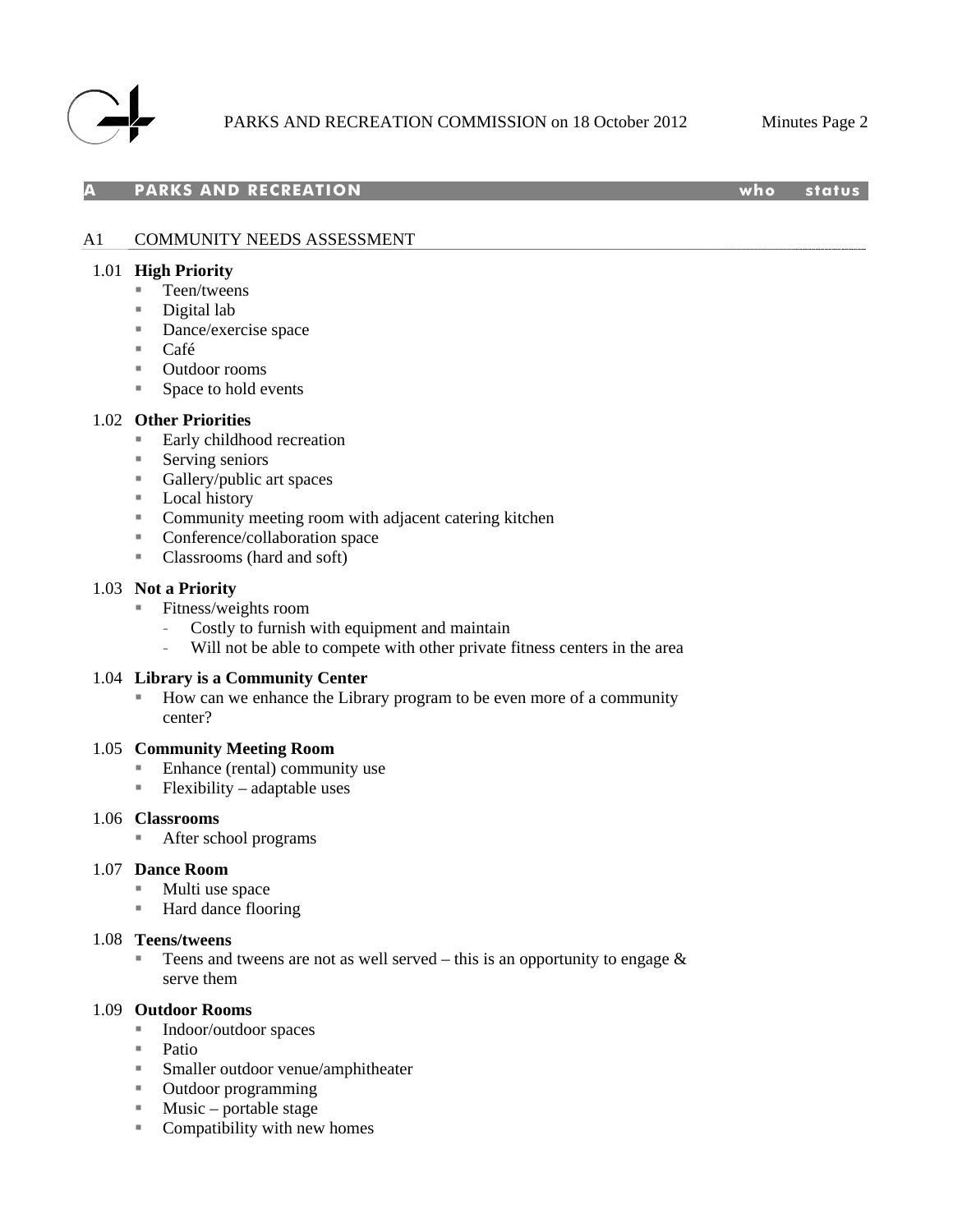## A PARKS AND RECREATION — who — status

### A1 COMMUNITY NEEDS ASSESSMENT

1.01 **High Priority**
- Teen/tweens
- Digital lab
- Dance/exercise space
- Café
- Outdoor rooms
- Space to hold events

1.02 **Other Priorities**
- Early childhood recreation
- Serving seniors
- Gallery/public art spaces
- Local history
- Community meeting room with adjacent catering kitchen
- Conference/collaboration space
- Classrooms (hard and soft)

1.03 **Not a Priority**
- Fitness/weights room
  - Costly to furnish with equipment and maintain
  - Will not be able to compete with other private fitness centers in the area

1.04 **Library is a Community Center**
- How can we enhance the Library program to be even more of a community center?

1.05 **Community Meeting Room**
- Enhance (rental) community use
- Flexibility – adaptable uses

1.06 **Classrooms**
- After school programs

1.07 **Dance Room**
- Multi use space
- Hard dance flooring

1.08 **Teens/tweens**
- Teens and tweens are not as well served – this is an opportunity to engage & serve them

1.09 **Outdoor Rooms**
- Indoor/outdoor spaces
- Patio
- Smaller outdoor venue/amphitheater
- Outdoor programming
- Music – portable stage
- Compatibility with new homes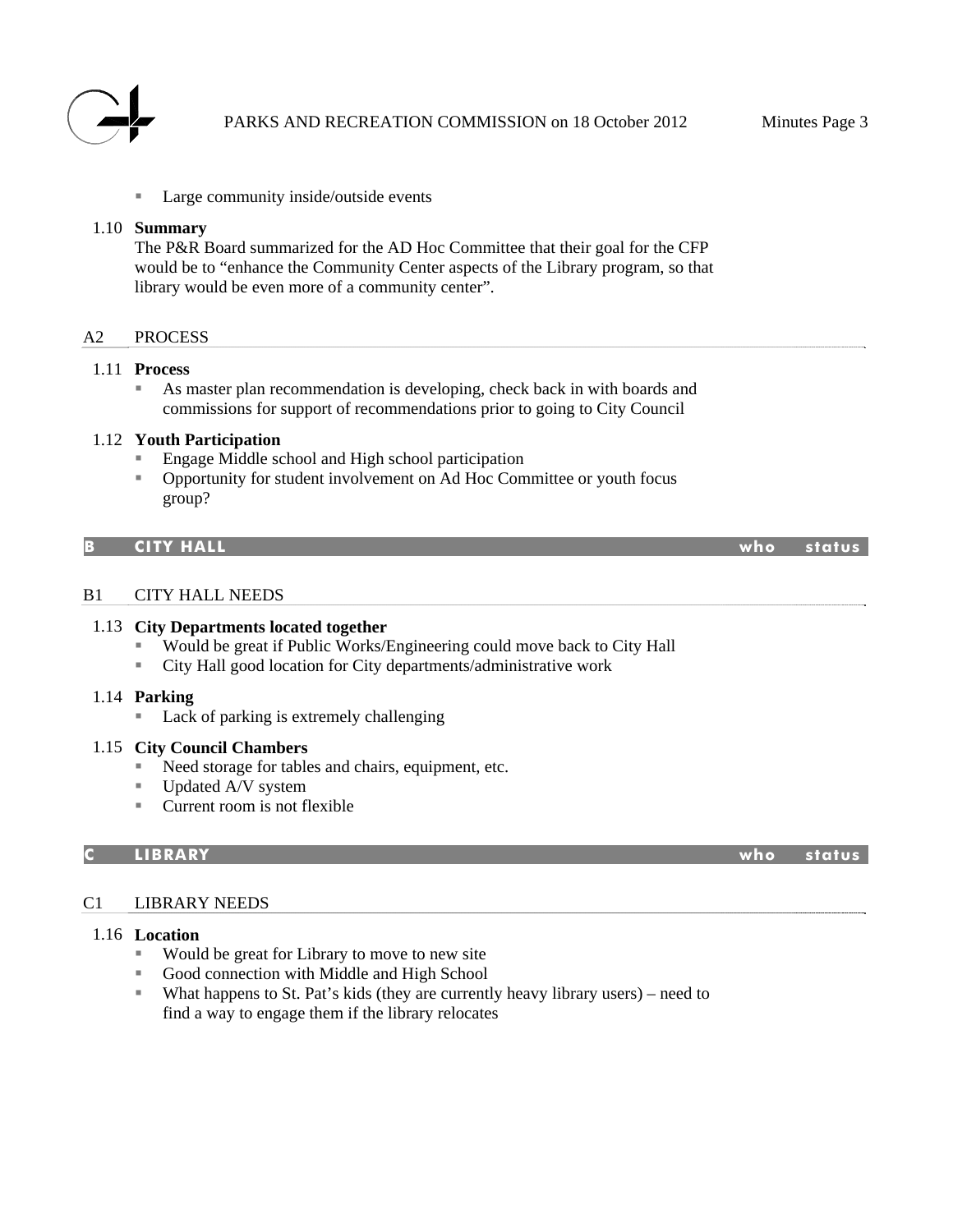- Large community inside/outside events

### 1.10 Summary

The P&R Board summarized for the AD Hoc Committee that their goal for the CFP would be to "enhance the Community Center aspects of the Library program, so that library would be even more of a community center".

## A2 PROCESS

### 1.11 Process

- As master plan recommendation is developing, check back in with boards and commissions for support of recommendations prior to going to City Council

### 1.12 Youth Participation

- Engage Middle school and High school participation
- Opportunity for student involvement on Ad Hoc Committee or youth focus group?

## B CITY HALL — who — status

## B1 CITY HALL NEEDS

### 1.13 City Departments located together

- Would be great if Public Works/Engineering could move back to City Hall
- City Hall good location for City departments/administrative work

### 1.14 Parking

- Lack of parking is extremely challenging

### 1.15 City Council Chambers

- Need storage for tables and chairs, equipment, etc.
- Updated A/V system
- Current room is not flexible

## C LIBRARY — who — status

## C1 LIBRARY NEEDS

### 1.16 Location

- Would be great for Library to move to new site
- Good connection with Middle and High School
- What happens to St. Pat's kids (they are currently heavy library users) – need to find a way to engage them if the library relocates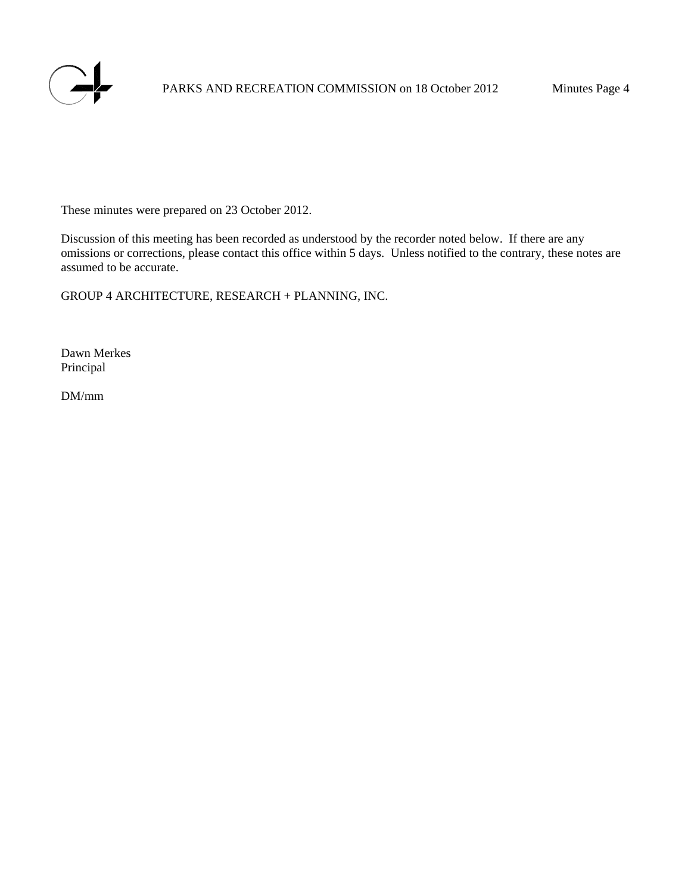These minutes were prepared on 23 October 2012.

Discussion of this meeting has been recorded as understood by the recorder noted below. If there are any omissions or corrections, please contact this office within 5 days. Unless notified to the contrary, these notes are assumed to be accurate.

GROUP 4 ARCHITECTURE, RESEARCH + PLANNING, INC.

Dawn Merkes
Principal

DM/mm